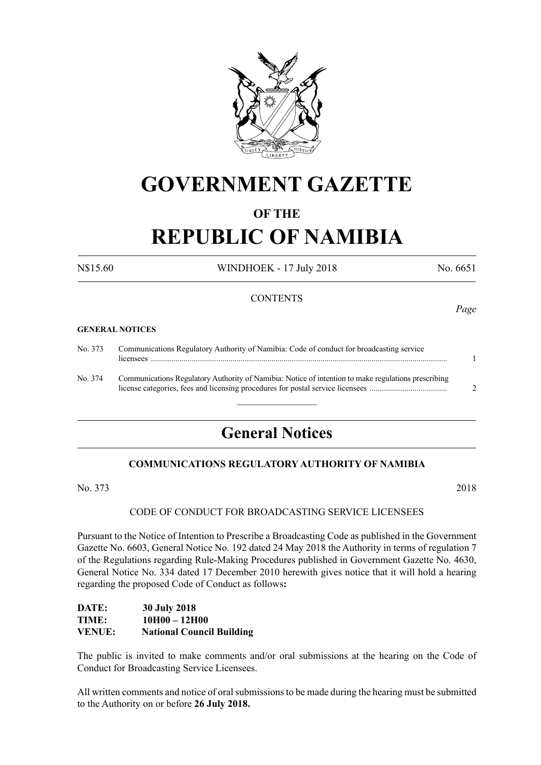# GOVERNMENT GAZETTE

## OF THE

# REPUBLIC OF NAMIBIA

N$15.60 WINDHOEK - 17 July 2018 No. 6651

CONTENTS

*Page*

**GENERAL NOTICES**

| | | |
|---|---|---|
| No. 373 | Communications Regulatory Authority of Namibia: Code of conduct for broadcasting service licensees | 1 |
| No. 374 | Communications Regulatory Authority of Namibia: Notice of intention to make regulations prescribing license categories, fees and licensing procedures for postal service licensees | 2 |

---

## General Notices

### COMMUNICATIONS REGULATORY AUTHORITY OF NAMIBIA

No. 373 2018

CODE OF CONDUCT FOR BROADCASTING SERVICE LICENSEES

Pursuant to the Notice of Intention to Prescribe a Broadcasting Code as published in the Government Gazette No. 6603, General Notice No. 192 dated 24 May 2018 the Authority in terms of regulation 7 of the Regulations regarding Rule-Making Procedures published in Government Gazette No. 4630, General Notice No. 334 dated 17 December 2010 herewith gives notice that it will hold a hearing regarding the proposed Code of Conduct as follows**:**

**DATE:** **30 July 2018**
**TIME:** **10H00 – 12H00**
**VENUE:** **National Council Building**

The public is invited to make comments and/or oral submissions at the hearing on the Code of Conduct for Broadcasting Service Licensees.

All written comments and notice of oral submissions to be made during the hearing must be submitted to the Authority on or before **26 July 2018.**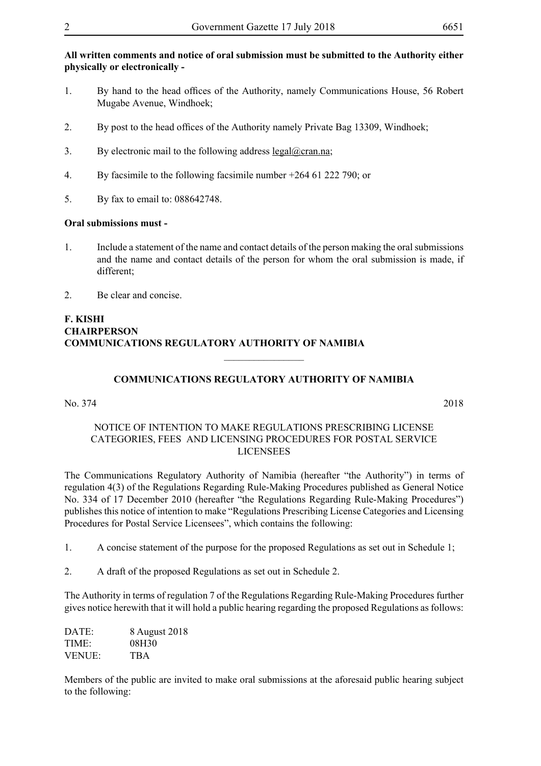**All written comments and notice of oral submission must be submitted to the Authority either physically or electronically -**

1. By hand to the head offices of the Authority, namely Communications House, 56 Robert Mugabe Avenue, Windhoek;

2. By post to the head offices of the Authority namely Private Bag 13309, Windhoek;

3. By electronic mail to the following address legal@cran.na;

4. By facsimile to the following facsimile number +264 61 222 790; or

5. By fax to email to: 088642748.

**Oral submissions must -**

1. Include a statement of the name and contact details of the person making the oral submissions and the name and contact details of the person for whom the oral submission is made, if different;

2. Be clear and concise.

**F. KISHI**
**CHAIRPERSON**
**COMMUNICATIONS REGULATORY AUTHORITY OF NAMIBIA**

---

**COMMUNICATIONS REGULATORY AUTHORITY OF NAMIBIA**

No. 374 2018

NOTICE OF INTENTION TO MAKE REGULATIONS PRESCRIBING LICENSE CATEGORIES, FEES AND LICENSING PROCEDURES FOR POSTAL SERVICE LICENSEES

The Communications Regulatory Authority of Namibia (hereafter "the Authority") in terms of regulation 4(3) of the Regulations Regarding Rule-Making Procedures published as General Notice No. 334 of 17 December 2010 (hereafter "the Regulations Regarding Rule-Making Procedures") publishes this notice of intention to make "Regulations Prescribing License Categories and Licensing Procedures for Postal Service Licensees", which contains the following:

1. A concise statement of the purpose for the proposed Regulations as set out in Schedule 1;

2. A draft of the proposed Regulations as set out in Schedule 2.

The Authority in terms of regulation 7 of the Regulations Regarding Rule-Making Procedures further gives notice herewith that it will hold a public hearing regarding the proposed Regulations as follows:

DATE: 8 August 2018
TIME: 08H30
VENUE: TBA

Members of the public are invited to make oral submissions at the aforesaid public hearing subject to the following: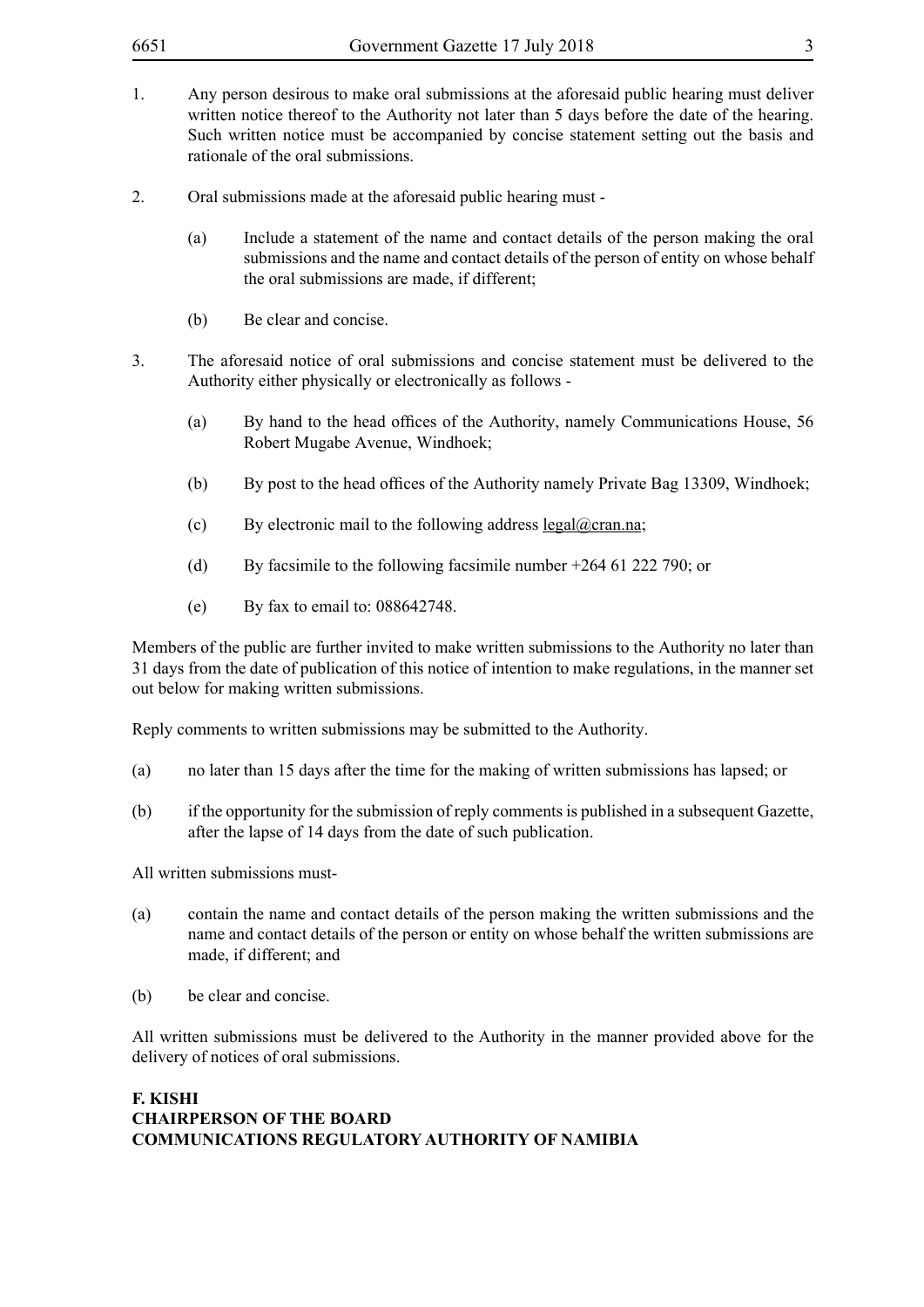1. Any person desirous to make oral submissions at the aforesaid public hearing must deliver written notice thereof to the Authority not later than 5 days before the date of the hearing. Such written notice must be accompanied by concise statement setting out the basis and rationale of the oral submissions.

2. Oral submissions made at the aforesaid public hearing must -

   (a) Include a statement of the name and contact details of the person making the oral submissions and the name and contact details of the person of entity on whose behalf the oral submissions are made, if different;

   (b) Be clear and concise.

3. The aforesaid notice of oral submissions and concise statement must be delivered to the Authority either physically or electronically as follows -

   (a) By hand to the head offices of the Authority, namely Communications House, 56 Robert Mugabe Avenue, Windhoek;

   (b) By post to the head offices of the Authority namely Private Bag 13309, Windhoek;

   (c) By electronic mail to the following address legal@cran.na;

   (d) By facsimile to the following facsimile number +264 61 222 790; or

   (e) By fax to email to: 088642748.

Members of the public are further invited to make written submissions to the Authority no later than 31 days from the date of publication of this notice of intention to make regulations, in the manner set out below for making written submissions.

Reply comments to written submissions may be submitted to the Authority.

(a) no later than 15 days after the time for the making of written submissions has lapsed; or

(b) if the opportunity for the submission of reply comments is published in a subsequent Gazette, after the lapse of 14 days from the date of such publication.

All written submissions must-

(a) contain the name and contact details of the person making the written submissions and the name and contact details of the person or entity on whose behalf the written submissions are made, if different; and

(b) be clear and concise.

All written submissions must be delivered to the Authority in the manner provided above for the delivery of notices of oral submissions.

**F. KISHI**
**CHAIRPERSON OF THE BOARD**
**COMMUNICATIONS REGULATORY AUTHORITY OF NAMIBIA**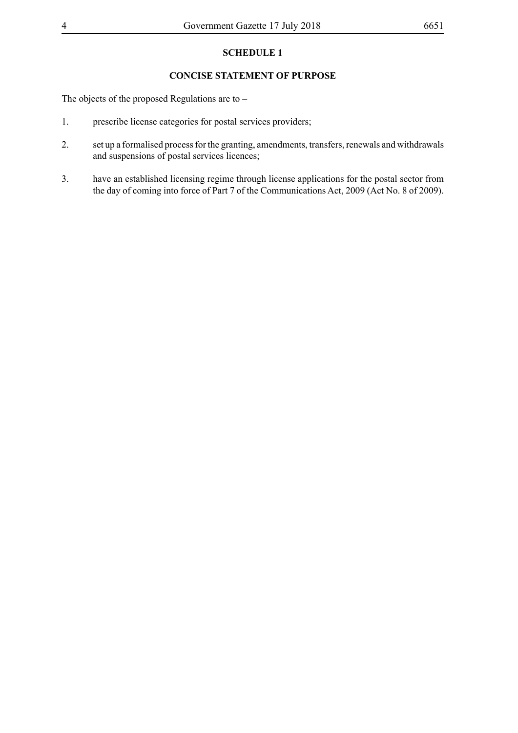## SCHEDULE 1

## CONCISE STATEMENT OF PURPOSE

The objects of the proposed Regulations are to –

1. prescribe license categories for postal services providers;

2. set up a formalised process for the granting, amendments, transfers, renewals and withdrawals and suspensions of postal services licences;

3. have an established licensing regime through license applications for the postal sector from the day of coming into force of Part 7 of the Communications Act, 2009 (Act No. 8 of 2009).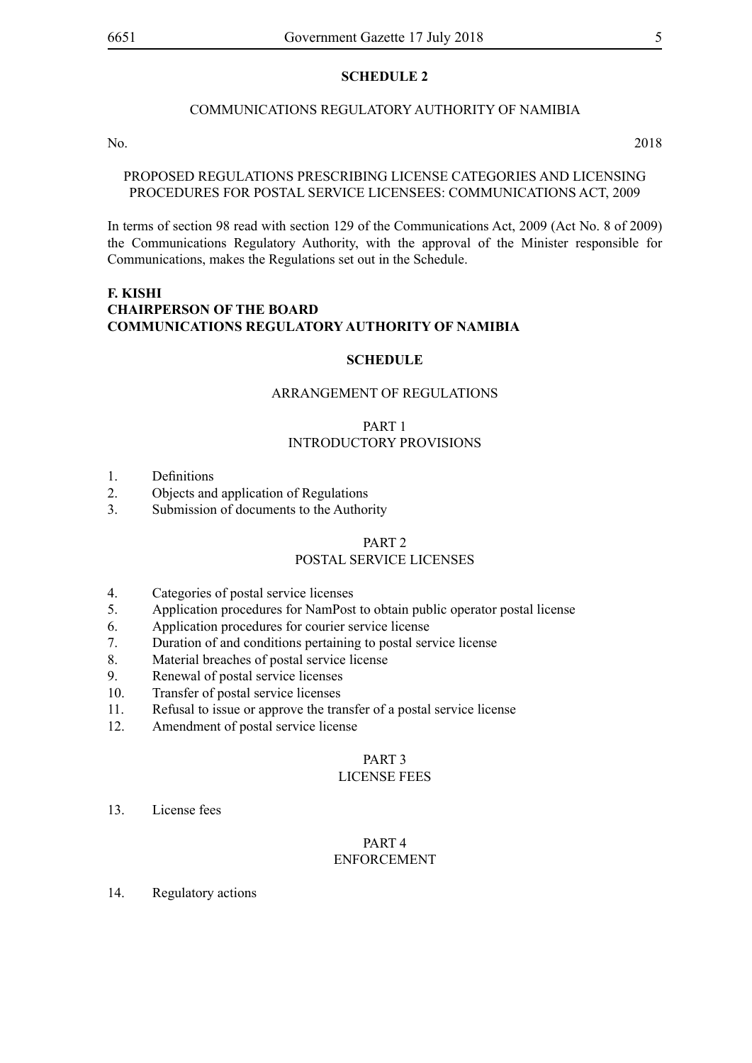## SCHEDULE 2

COMMUNICATIONS REGULATORY AUTHORITY OF NAMIBIA

No. 2018

PROPOSED REGULATIONS PRESCRIBING LICENSE CATEGORIES AND LICENSING PROCEDURES FOR POSTAL SERVICE LICENSEES: COMMUNICATIONS ACT, 2009

In terms of section 98 read with section 129 of the Communications Act, 2009 (Act No. 8 of 2009) the Communications Regulatory Authority, with the approval of the Minister responsible for Communications, makes the Regulations set out in the Schedule.

**F. KISHI**
**CHAIRPERSON OF THE BOARD**
**COMMUNICATIONS REGULATORY AUTHORITY OF NAMIBIA**

### SCHEDULE

ARRANGEMENT OF REGULATIONS

PART 1
INTRODUCTORY PROVISIONS

1. Definitions
2. Objects and application of Regulations
3. Submission of documents to the Authority

PART 2
POSTAL SERVICE LICENSES

4. Categories of postal service licenses
5. Application procedures for NamPost to obtain public operator postal license
6. Application procedures for courier service license
7. Duration of and conditions pertaining to postal service license
8. Material breaches of postal service license
9. Renewal of postal service licenses
10. Transfer of postal service licenses
11. Refusal to issue or approve the transfer of a postal service license
12. Amendment of postal service license

PART 3
LICENSE FEES

13. License fees

PART 4
ENFORCEMENT

14. Regulatory actions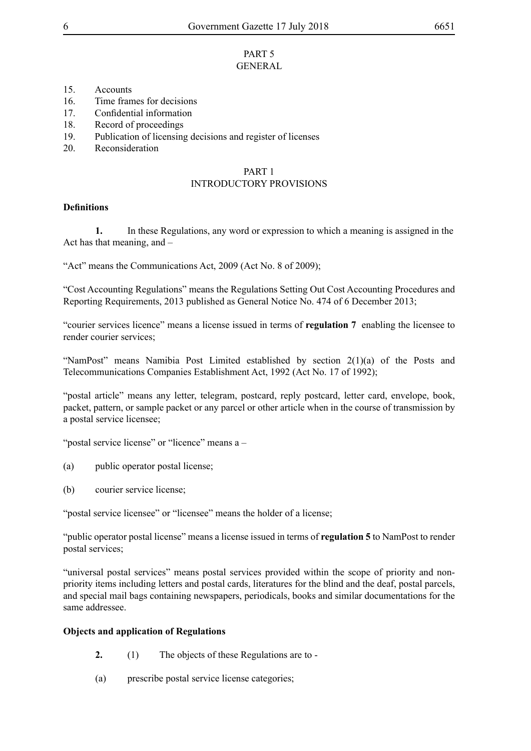PART 5
GENERAL

15. Accounts
16. Time frames for decisions
17. Confidential information
18. Record of proceedings
19. Publication of licensing decisions and register of licenses
20. Reconsideration

PART 1
INTRODUCTORY PROVISIONS

**Definitions**

**1.** In these Regulations, any word or expression to which a meaning is assigned in the Act has that meaning, and –

"Act" means the Communications Act, 2009 (Act No. 8 of 2009);

"Cost Accounting Regulations" means the Regulations Setting Out Cost Accounting Procedures and Reporting Requirements, 2013 published as General Notice No. 474 of 6 December 2013;

"courier services licence" means a license issued in terms of **regulation 7** enabling the licensee to render courier services;

"NamPost" means Namibia Post Limited established by section 2(1)(a) of the Posts and Telecommunications Companies Establishment Act, 1992 (Act No. 17 of 1992);

"postal article" means any letter, telegram, postcard, reply postcard, letter card, envelope, book, packet, pattern, or sample packet or any parcel or other article when in the course of transmission by a postal service licensee;

"postal service license" or "licence" means a –

(a) public operator postal license;

(b) courier service license;

"postal service licensee" or "licensee" means the holder of a license;

"public operator postal license" means a license issued in terms of **regulation 5** to NamPost to render postal services;

"universal postal services" means postal services provided within the scope of priority and non-priority items including letters and postal cards, literatures for the blind and the deaf, postal parcels, and special mail bags containing newspapers, periodicals, books and similar documentations for the same addressee.

**Objects and application of Regulations**

**2.** (1) The objects of these Regulations are to -

(a) prescribe postal service license categories;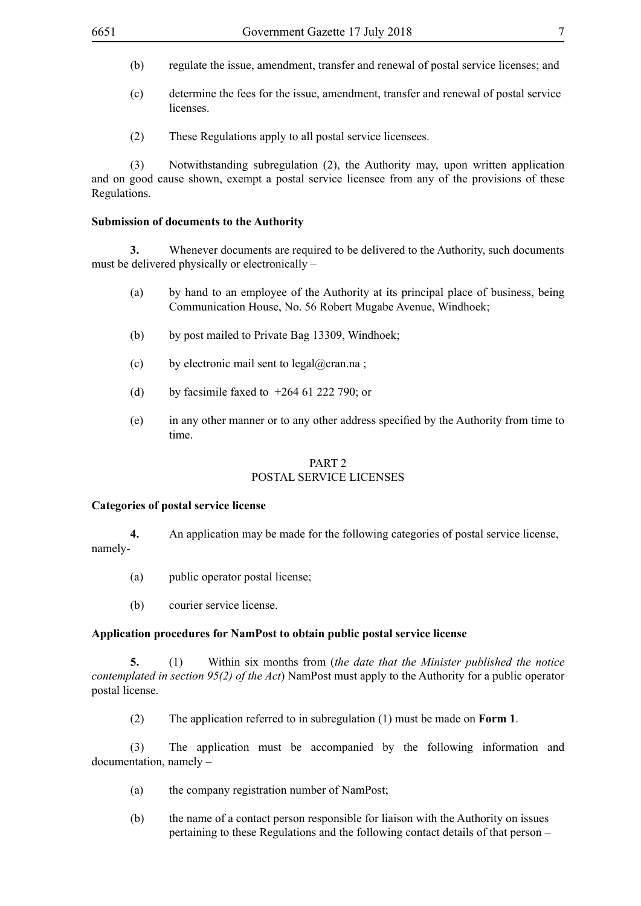(b) regulate the issue, amendment, transfer and renewal of postal service licenses; and

(c) determine the fees for the issue, amendment, transfer and renewal of postal service licenses.

(2) These Regulations apply to all postal service licensees.

(3) Notwithstanding subregulation (2), the Authority may, upon written application and on good cause shown, exempt a postal service licensee from any of the provisions of these Regulations.

**Submission of documents to the Authority**

**3.** Whenever documents are required to be delivered to the Authority, such documents must be delivered physically or electronically –

(a) by hand to an employee of the Authority at its principal place of business, being Communication House, No. 56 Robert Mugabe Avenue, Windhoek;

(b) by post mailed to Private Bag 13309, Windhoek;

(c) by electronic mail sent to legal@cran.na ;

(d) by facsimile faxed to +264 61 222 790; or

(e) in any other manner or to any other address specified by the Authority from time to time.

## PART 2
## POSTAL SERVICE LICENSES

**Categories of postal service license**

**4.** An application may be made for the following categories of postal service license, namely-

(a) public operator postal license;

(b) courier service license.

**Application procedures for NamPost to obtain public postal service license**

**5.** (1) Within six months from (*the date that the Minister published the notice contemplated in section 95(2) of the Act*) NamPost must apply to the Authority for a public operator postal license.

(2) The application referred to in subregulation (1) must be made on **Form 1**.

(3) The application must be accompanied by the following information and documentation, namely –

(a) the company registration number of NamPost;

(b) the name of a contact person responsible for liaison with the Authority on issues pertaining to these Regulations and the following contact details of that person –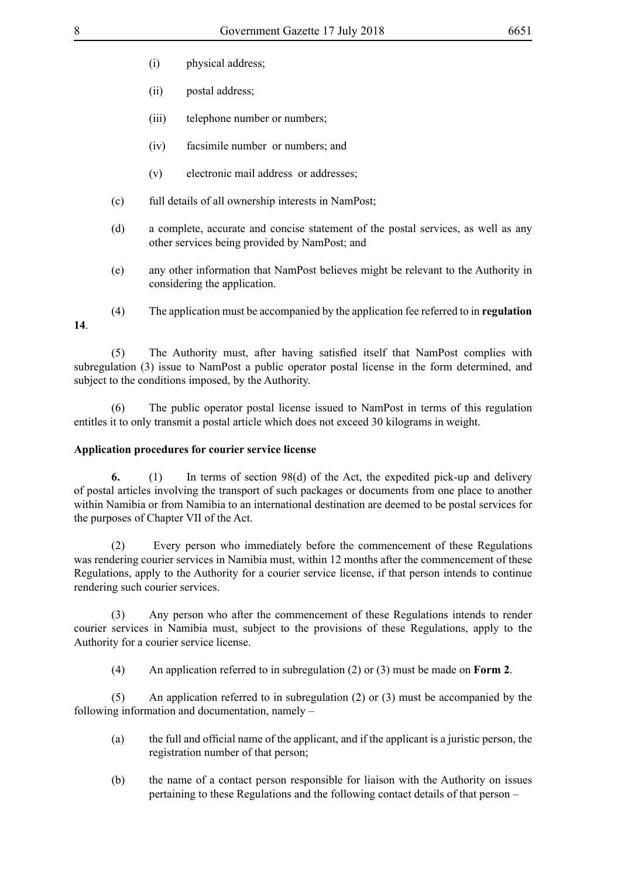(i) physical address;

(ii) postal address;

(iii) telephone number or numbers;

(iv) facsimile number or numbers; and

(v) electronic mail address or addresses;

(c) full details of all ownership interests in NamPost;

(d) a complete, accurate and concise statement of the postal services, as well as any other services being provided by NamPost; and

(e) any other information that NamPost believes might be relevant to the Authority in considering the application.

(4) The application must be accompanied by the application fee referred to in **regulation 14**.

(5) The Authority must, after having satisfied itself that NamPost complies with subregulation (3) issue to NamPost a public operator postal license in the form determined, and subject to the conditions imposed, by the Authority.

(6) The public operator postal license issued to NamPost in terms of this regulation entitles it to only transmit a postal article which does not exceed 30 kilograms in weight.

**Application procedures for courier service license**

**6.** (1) In terms of section 98(d) of the Act, the expedited pick-up and delivery of postal articles involving the transport of such packages or documents from one place to another within Namibia or from Namibia to an international destination are deemed to be postal services for the purposes of Chapter VII of the Act.

(2) Every person who immediately before the commencement of these Regulations was rendering courier services in Namibia must, within 12 months after the commencement of these Regulations, apply to the Authority for a courier service license, if that person intends to continue rendering such courier services.

(3) Any person who after the commencement of these Regulations intends to render courier services in Namibia must, subject to the provisions of these Regulations, apply to the Authority for a courier service license.

(4) An application referred to in subregulation (2) or (3) must be made on **Form 2**.

(5) An application referred to in subregulation (2) or (3) must be accompanied by the following information and documentation, namely –

(a) the full and official name of the applicant, and if the applicant is a juristic person, the registration number of that person;

(b) the name of a contact person responsible for liaison with the Authority on issues pertaining to these Regulations and the following contact details of that person –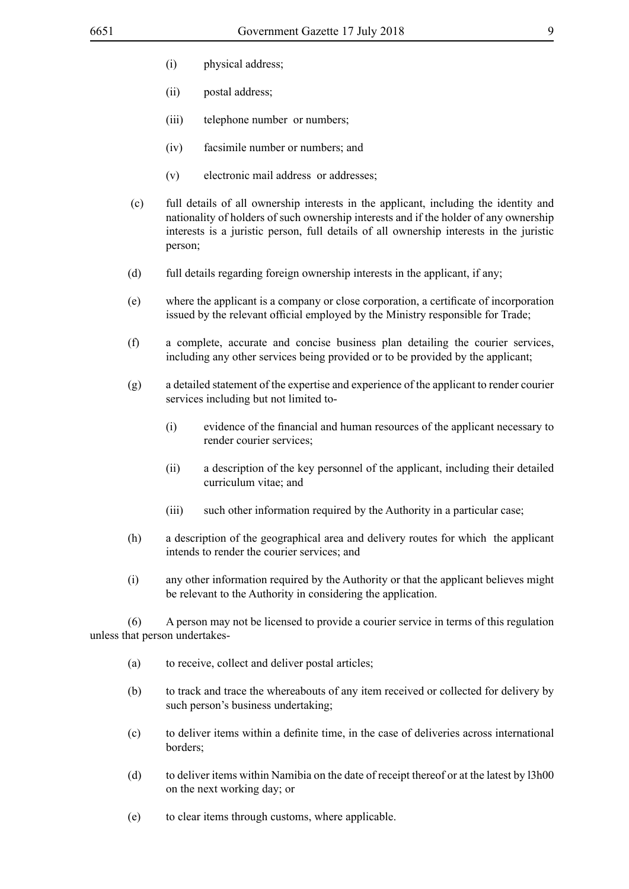(i) physical address;

(ii) postal address;

(iii) telephone number or numbers;

(iv) facsimile number or numbers; and

(v) electronic mail address or addresses;

(c) full details of all ownership interests in the applicant, including the identity and nationality of holders of such ownership interests and if the holder of any ownership interests is a juristic person, full details of all ownership interests in the juristic person;

(d) full details regarding foreign ownership interests in the applicant, if any;

(e) where the applicant is a company or close corporation, a certificate of incorporation issued by the relevant official employed by the Ministry responsible for Trade;

(f) a complete, accurate and concise business plan detailing the courier services, including any other services being provided or to be provided by the applicant;

(g) a detailed statement of the expertise and experience of the applicant to render courier services including but not limited to-

(i) evidence of the financial and human resources of the applicant necessary to render courier services;

(ii) a description of the key personnel of the applicant, including their detailed curriculum vitae; and

(iii) such other information required by the Authority in a particular case;

(h) a description of the geographical area and delivery routes for which the applicant intends to render the courier services; and

(i) any other information required by the Authority or that the applicant believes might be relevant to the Authority in considering the application.

(6) A person may not be licensed to provide a courier service in terms of this regulation unless that person undertakes-

(a) to receive, collect and deliver postal articles;

(b) to track and trace the whereabouts of any item received or collected for delivery by such person's business undertaking;

(c) to deliver items within a definite time, in the case of deliveries across international borders;

(d) to deliver items within Namibia on the date of receipt thereof or at the latest by l3h00 on the next working day; or

(e) to clear items through customs, where applicable.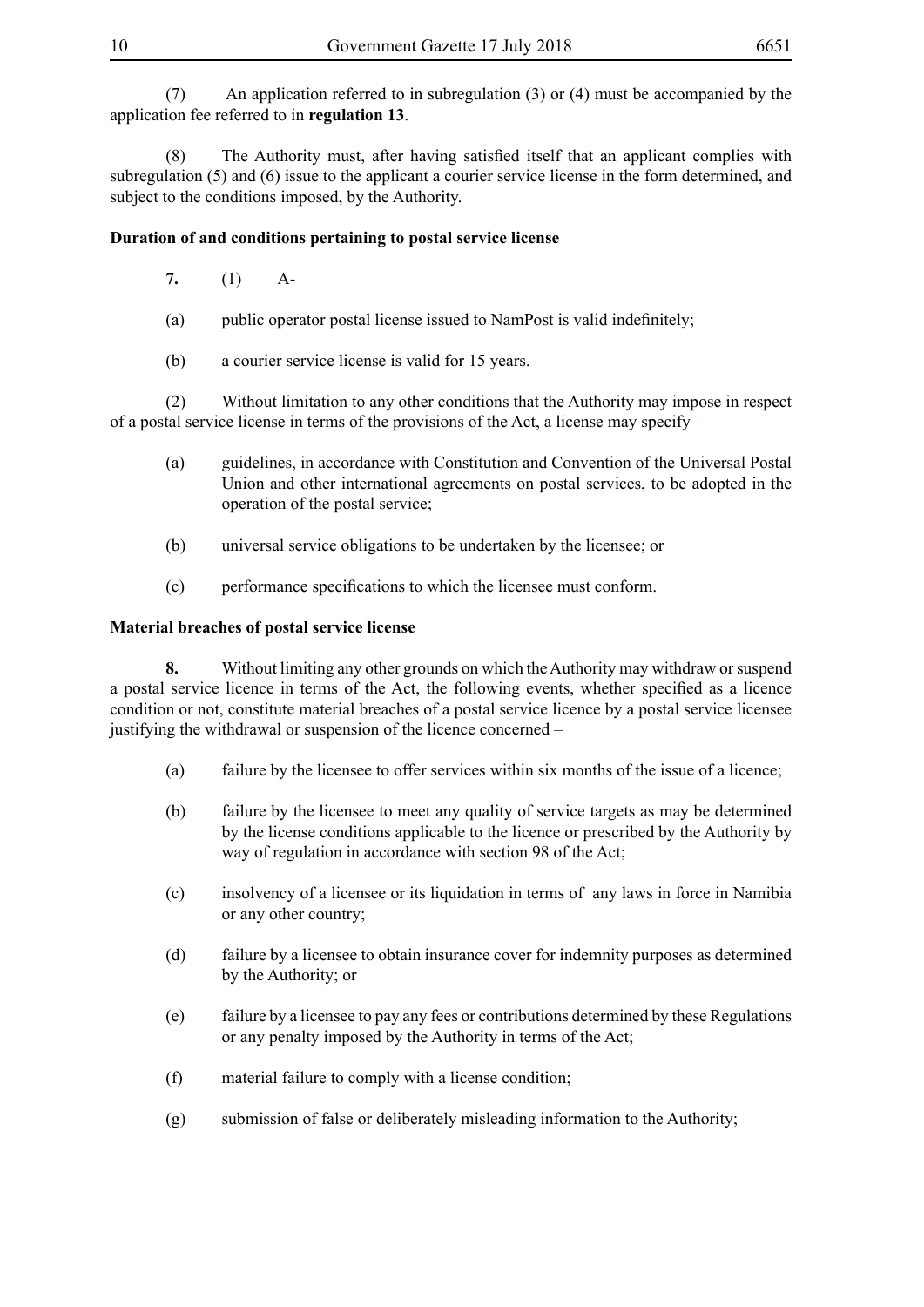(7) An application referred to in subregulation (3) or (4) must be accompanied by the application fee referred to in **regulation 13**.

(8) The Authority must, after having satisfied itself that an applicant complies with subregulation (5) and (6) issue to the applicant a courier service license in the form determined, and subject to the conditions imposed, by the Authority.

**Duration of and conditions pertaining to postal service license**

**7.** (1) A-

(a) public operator postal license issued to NamPost is valid indefinitely;

(b) a courier service license is valid for 15 years.

(2) Without limitation to any other conditions that the Authority may impose in respect of a postal service license in terms of the provisions of the Act, a license may specify –

(a) guidelines, in accordance with Constitution and Convention of the Universal Postal Union and other international agreements on postal services, to be adopted in the operation of the postal service;

(b) universal service obligations to be undertaken by the licensee; or

(c) performance specifications to which the licensee must conform.

**Material breaches of postal service license**

**8.** Without limiting any other grounds on which the Authority may withdraw or suspend a postal service licence in terms of the Act, the following events, whether specified as a licence condition or not, constitute material breaches of a postal service licence by a postal service licensee justifying the withdrawal or suspension of the licence concerned –

(a) failure by the licensee to offer services within six months of the issue of a licence;

(b) failure by the licensee to meet any quality of service targets as may be determined by the license conditions applicable to the licence or prescribed by the Authority by way of regulation in accordance with section 98 of the Act;

(c) insolvency of a licensee or its liquidation in terms of any laws in force in Namibia or any other country;

(d) failure by a licensee to obtain insurance cover for indemnity purposes as determined by the Authority; or

(e) failure by a licensee to pay any fees or contributions determined by these Regulations or any penalty imposed by the Authority in terms of the Act;

(f) material failure to comply with a license condition;

(g) submission of false or deliberately misleading information to the Authority;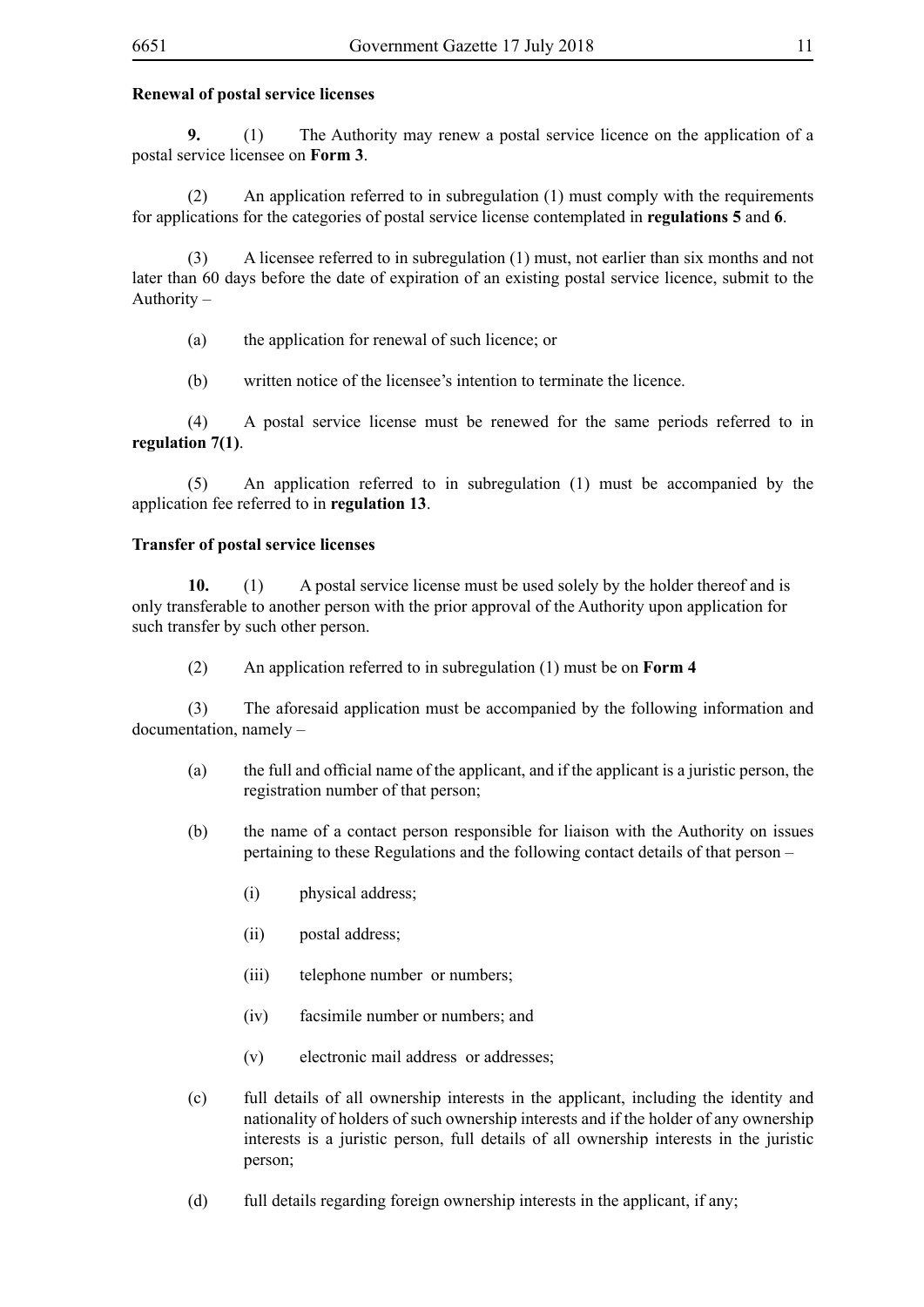**Renewal of postal service licenses**

**9.** (1) The Authority may renew a postal service licence on the application of a postal service licensee on **Form 3**.

(2) An application referred to in subregulation (1) must comply with the requirements for applications for the categories of postal service license contemplated in **regulations 5** and **6**.

(3) A licensee referred to in subregulation (1) must, not earlier than six months and not later than 60 days before the date of expiration of an existing postal service licence, submit to the Authority –

(a) the application for renewal of such licence; or

(b) written notice of the licensee's intention to terminate the licence.

(4) A postal service license must be renewed for the same periods referred to in **regulation 7(1)**.

(5) An application referred to in subregulation (1) must be accompanied by the application fee referred to in **regulation 13**.

**Transfer of postal service licenses**

**10.** (1) A postal service license must be used solely by the holder thereof and is only transferable to another person with the prior approval of the Authority upon application for such transfer by such other person.

(2) An application referred to in subregulation (1) must be on **Form 4**

(3) The aforesaid application must be accompanied by the following information and documentation, namely –

(a) the full and official name of the applicant, and if the applicant is a juristic person, the registration number of that person;

(b) the name of a contact person responsible for liaison with the Authority on issues pertaining to these Regulations and the following contact details of that person –

(i) physical address;

(ii) postal address;

(iii) telephone number or numbers;

(iv) facsimile number or numbers; and

(v) electronic mail address or addresses;

(c) full details of all ownership interests in the applicant, including the identity and nationality of holders of such ownership interests and if the holder of any ownership interests is a juristic person, full details of all ownership interests in the juristic person;

(d) full details regarding foreign ownership interests in the applicant, if any;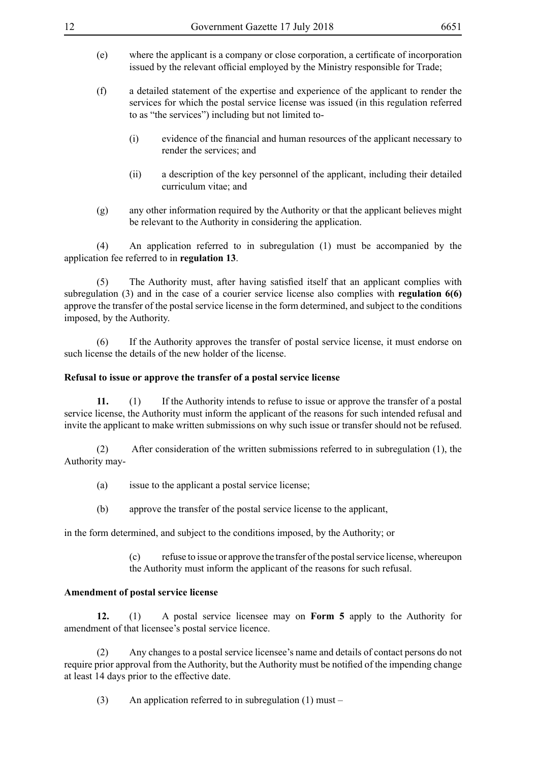(e) where the applicant is a company or close corporation, a certificate of incorporation issued by the relevant official employed by the Ministry responsible for Trade;

(f) a detailed statement of the expertise and experience of the applicant to render the services for which the postal service license was issued (in this regulation referred to as "the services") including but not limited to-

(i) evidence of the financial and human resources of the applicant necessary to render the services; and

(ii) a description of the key personnel of the applicant, including their detailed curriculum vitae; and

(g) any other information required by the Authority or that the applicant believes might be relevant to the Authority in considering the application.

(4) An application referred to in subregulation (1) must be accompanied by the application fee referred to in **regulation 13**.

(5) The Authority must, after having satisfied itself that an applicant complies with subregulation (3) and in the case of a courier service license also complies with **regulation 6(6)** approve the transfer of the postal service license in the form determined, and subject to the conditions imposed, by the Authority.

(6) If the Authority approves the transfer of postal service license, it must endorse on such license the details of the new holder of the license.

**Refusal to issue or approve the transfer of a postal service license**

**11.** (1) If the Authority intends to refuse to issue or approve the transfer of a postal service license, the Authority must inform the applicant of the reasons for such intended refusal and invite the applicant to make written submissions on why such issue or transfer should not be refused.

(2) After consideration of the written submissions referred to in subregulation (1), the Authority may-

(a) issue to the applicant a postal service license;

(b) approve the transfer of the postal service license to the applicant,

in the form determined, and subject to the conditions imposed, by the Authority; or

(c) refuse to issue or approve the transfer of the postal service license, whereupon the Authority must inform the applicant of the reasons for such refusal.

**Amendment of postal service license**

**12.** (1) A postal service licensee may on **Form 5** apply to the Authority for amendment of that licensee's postal service licence.

(2) Any changes to a postal service licensee's name and details of contact persons do not require prior approval from the Authority, but the Authority must be notified of the impending change at least 14 days prior to the effective date.

(3) An application referred to in subregulation (1) must –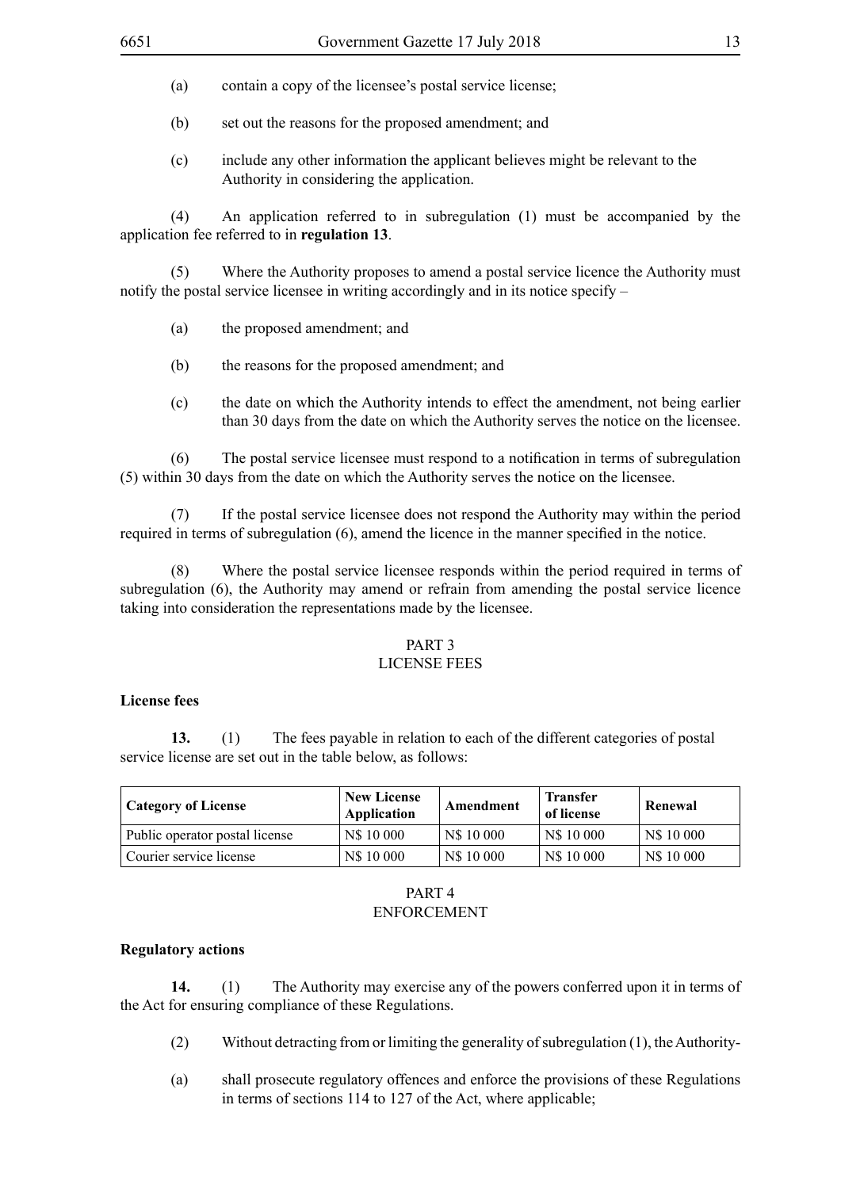(a) contain a copy of the licensee's postal service license;

(b) set out the reasons for the proposed amendment; and

(c) include any other information the applicant believes might be relevant to the Authority in considering the application.

(4) An application referred to in subregulation (1) must be accompanied by the application fee referred to in **regulation 13**.

(5) Where the Authority proposes to amend a postal service licence the Authority must notify the postal service licensee in writing accordingly and in its notice specify –

(a) the proposed amendment; and

(b) the reasons for the proposed amendment; and

(c) the date on which the Authority intends to effect the amendment, not being earlier than 30 days from the date on which the Authority serves the notice on the licensee.

(6) The postal service licensee must respond to a notification in terms of subregulation (5) within 30 days from the date on which the Authority serves the notice on the licensee.

(7) If the postal service licensee does not respond the Authority may within the period required in terms of subregulation (6), amend the licence in the manner specified in the notice.

(8) Where the postal service licensee responds within the period required in terms of subregulation (6), the Authority may amend or refrain from amending the postal service licence taking into consideration the representations made by the licensee.

## PART 3
## LICENSE FEES

**License fees**

**13.** (1) The fees payable in relation to each of the different categories of postal service license are set out in the table below, as follows:

| Category of License | New License Application | Amendment | Transfer of license | Renewal |
|---|---|---|---|---|
| Public operator postal license | N$ 10 000 | N$ 10 000 | N$ 10 000 | N$ 10 000 |
| Courier service license | N$ 10 000 | N$ 10 000 | N$ 10 000 | N$ 10 000 |

## PART 4
## ENFORCEMENT

**Regulatory actions**

**14.** (1) The Authority may exercise any of the powers conferred upon it in terms of the Act for ensuring compliance of these Regulations.

(2) Without detracting from or limiting the generality of subregulation (1), the Authority-

(a) shall prosecute regulatory offences and enforce the provisions of these Regulations in terms of sections 114 to 127 of the Act, where applicable;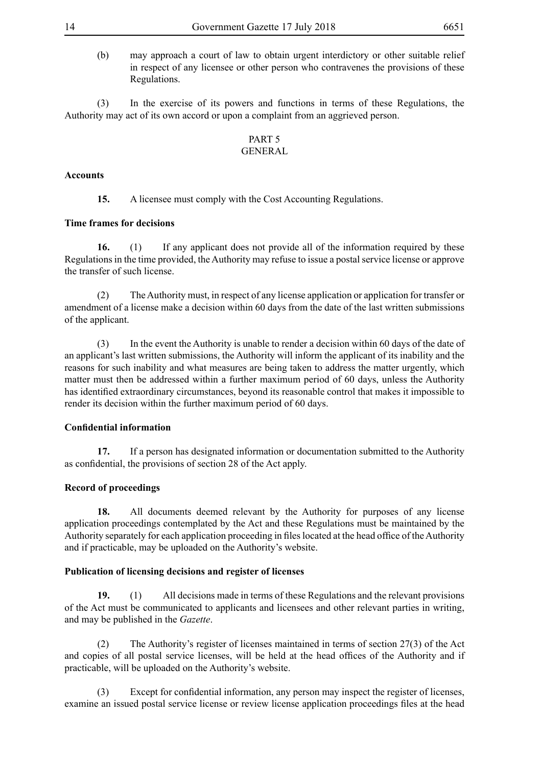(b) may approach a court of law to obtain urgent interdictory or other suitable relief in respect of any licensee or other person who contravenes the provisions of these Regulations.

(3) In the exercise of its powers and functions in terms of these Regulations, the Authority may act of its own accord or upon a complaint from an aggrieved person.

## PART 5
## GENERAL

**Accounts**

**15.** A licensee must comply with the Cost Accounting Regulations.

**Time frames for decisions**

**16.** (1) If any applicant does not provide all of the information required by these Regulations in the time provided, the Authority may refuse to issue a postal service license or approve the transfer of such license.

(2) The Authority must, in respect of any license application or application for transfer or amendment of a license make a decision within 60 days from the date of the last written submissions of the applicant.

(3) In the event the Authority is unable to render a decision within 60 days of the date of an applicant's last written submissions, the Authority will inform the applicant of its inability and the reasons for such inability and what measures are being taken to address the matter urgently, which matter must then be addressed within a further maximum period of 60 days, unless the Authority has identified extraordinary circumstances, beyond its reasonable control that makes it impossible to render its decision within the further maximum period of 60 days.

**Confidential information**

**17.** If a person has designated information or documentation submitted to the Authority as confidential, the provisions of section 28 of the Act apply.

**Record of proceedings**

**18.** All documents deemed relevant by the Authority for purposes of any license application proceedings contemplated by the Act and these Regulations must be maintained by the Authority separately for each application proceeding in files located at the head office of the Authority and if practicable, may be uploaded on the Authority's website.

**Publication of licensing decisions and register of licenses**

**19.** (1) All decisions made in terms of these Regulations and the relevant provisions of the Act must be communicated to applicants and licensees and other relevant parties in writing, and may be published in the *Gazette*.

(2) The Authority's register of licenses maintained in terms of section 27(3) of the Act and copies of all postal service licenses, will be held at the head offices of the Authority and if practicable, will be uploaded on the Authority's website.

(3) Except for confidential information, any person may inspect the register of licenses, examine an issued postal service license or review license application proceedings files at the head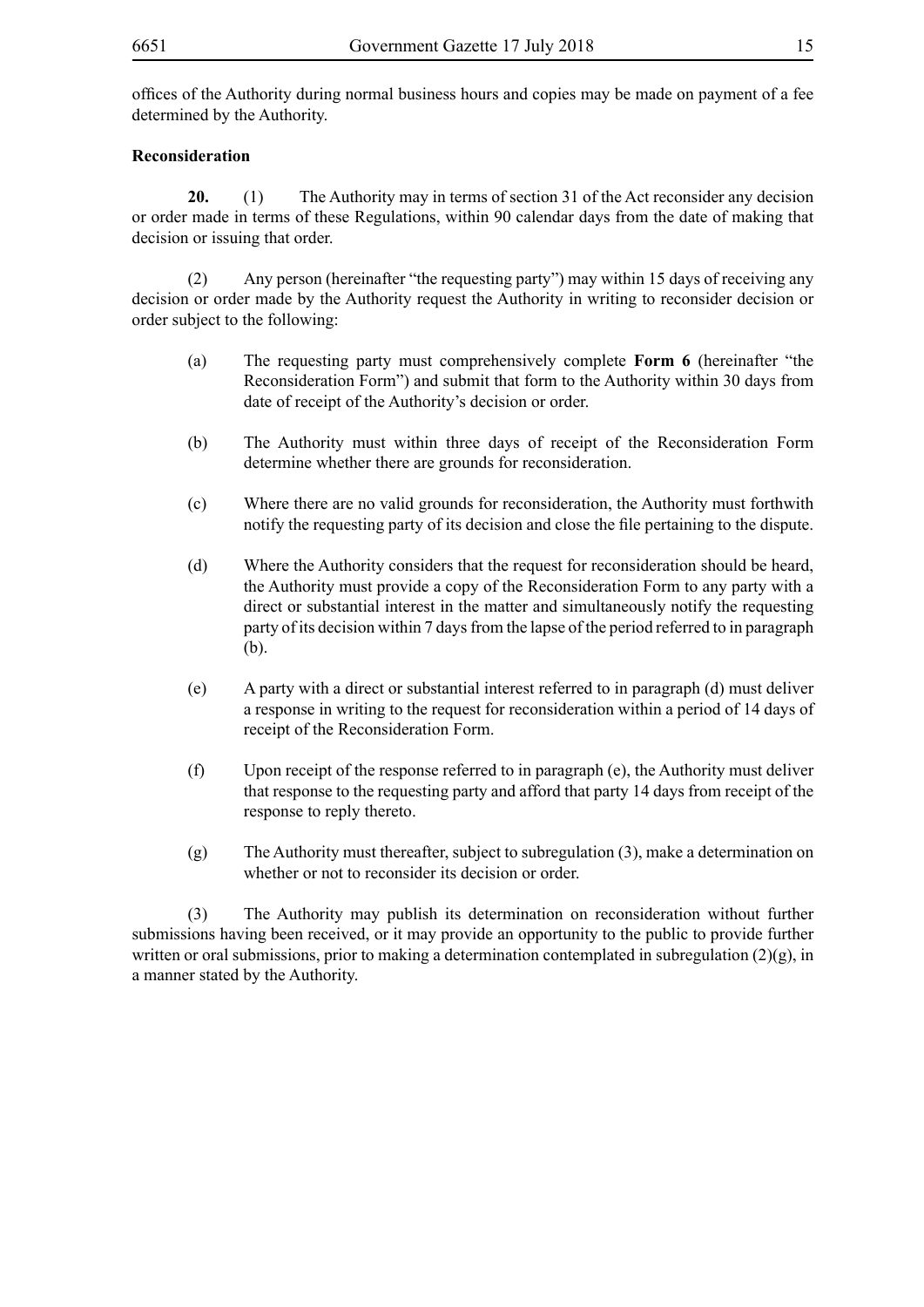offices of the Authority during normal business hours and copies may be made on payment of a fee determined by the Authority.

**Reconsideration**

**20.** (1) The Authority may in terms of section 31 of the Act reconsider any decision or order made in terms of these Regulations, within 90 calendar days from the date of making that decision or issuing that order.

(2) Any person (hereinafter "the requesting party") may within 15 days of receiving any decision or order made by the Authority request the Authority in writing to reconsider decision or order subject to the following:

(a) The requesting party must comprehensively complete **Form 6** (hereinafter "the Reconsideration Form") and submit that form to the Authority within 30 days from date of receipt of the Authority's decision or order.

(b) The Authority must within three days of receipt of the Reconsideration Form determine whether there are grounds for reconsideration.

(c) Where there are no valid grounds for reconsideration, the Authority must forthwith notify the requesting party of its decision and close the file pertaining to the dispute.

(d) Where the Authority considers that the request for reconsideration should be heard, the Authority must provide a copy of the Reconsideration Form to any party with a direct or substantial interest in the matter and simultaneously notify the requesting party of its decision within 7 days from the lapse of the period referred to in paragraph (b).

(e) A party with a direct or substantial interest referred to in paragraph (d) must deliver a response in writing to the request for reconsideration within a period of 14 days of receipt of the Reconsideration Form.

(f) Upon receipt of the response referred to in paragraph (e), the Authority must deliver that response to the requesting party and afford that party 14 days from receipt of the response to reply thereto.

(g) The Authority must thereafter, subject to subregulation (3), make a determination on whether or not to reconsider its decision or order.

(3) The Authority may publish its determination on reconsideration without further submissions having been received, or it may provide an opportunity to the public to provide further written or oral submissions, prior to making a determination contemplated in subregulation (2)(g), in a manner stated by the Authority.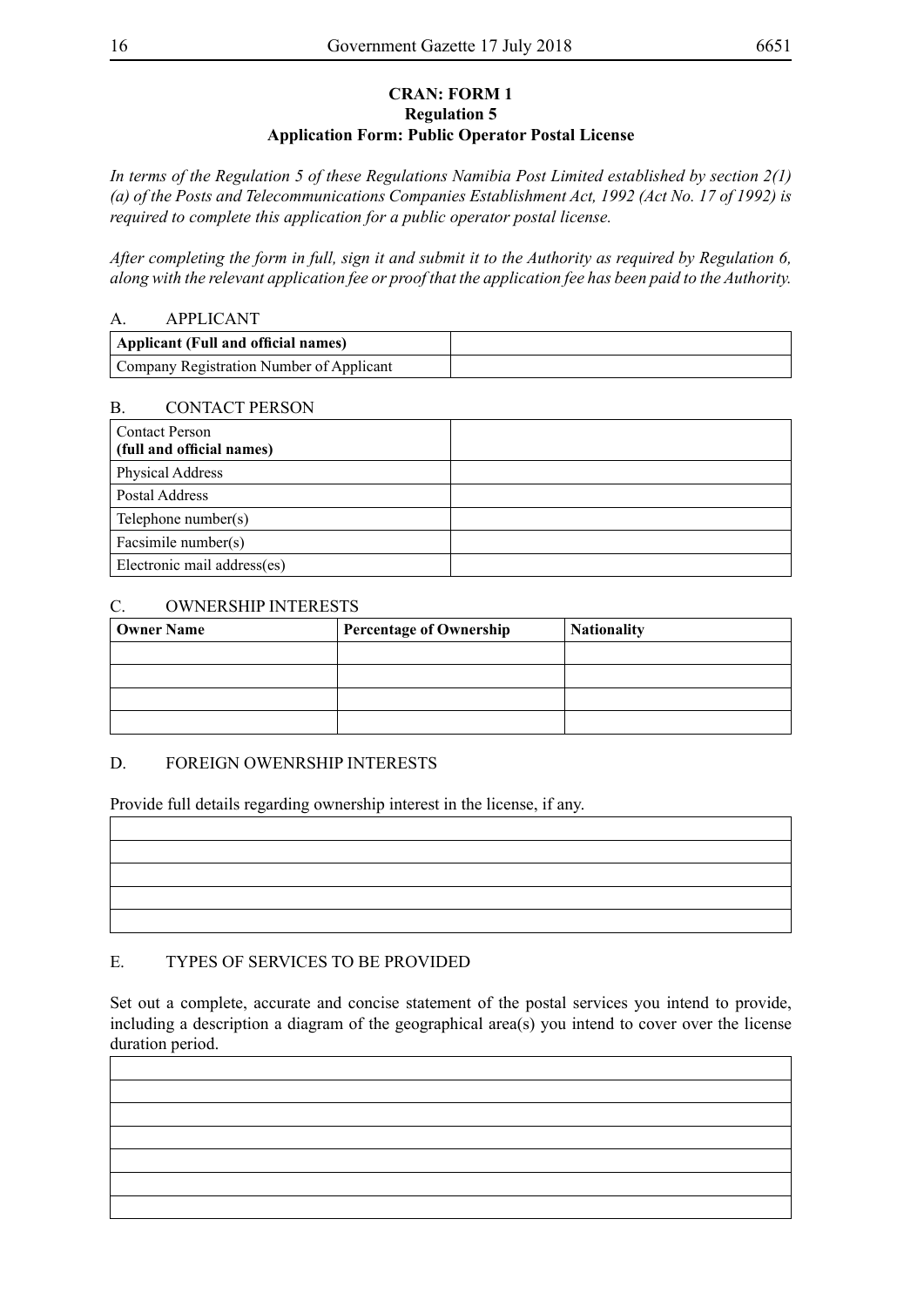**CRAN: FORM 1**
**Regulation 5**
**Application Form: Public Operator Postal License**

*In terms of the Regulation 5 of these Regulations Namibia Post Limited established by section 2(1) (a) of the Posts and Telecommunications Companies Establishment Act, 1992 (Act No. 17 of 1992) is required to complete this application for a public operator postal license.*

*After completing the form in full, sign it and submit it to the Authority as required by Regulation 6, along with the relevant application fee or proof that the application fee has been paid to the Authority.*

A. APPLICANT

| **Applicant (Full and official names)** | |
|---|---|
| Company Registration Number of Applicant | |

B. CONTACT PERSON

| Contact Person **(full and official names)** | |
|---|---|
| Physical Address | |
| Postal Address | |
| Telephone number(s) | |
| Facsimile number(s) | |
| Electronic mail address(es) | |

C. OWNERSHIP INTERESTS

| **Owner Name** | **Percentage of Ownership** | **Nationality** |
|---|---|---|
| | | |
| | | |
| | | |
| | | |

D. FOREIGN OWENRSHIP INTERESTS

Provide full details regarding ownership interest in the license, if any.

| |
|---|
| |
| |
| |
| |
| |

E. TYPES OF SERVICES TO BE PROVIDED

Set out a complete, accurate and concise statement of the postal services you intend to provide, including a description a diagram of the geographical area(s) you intend to cover over the license duration period.

| |
|---|
| |
| |
| |
| |
| |
| |
| |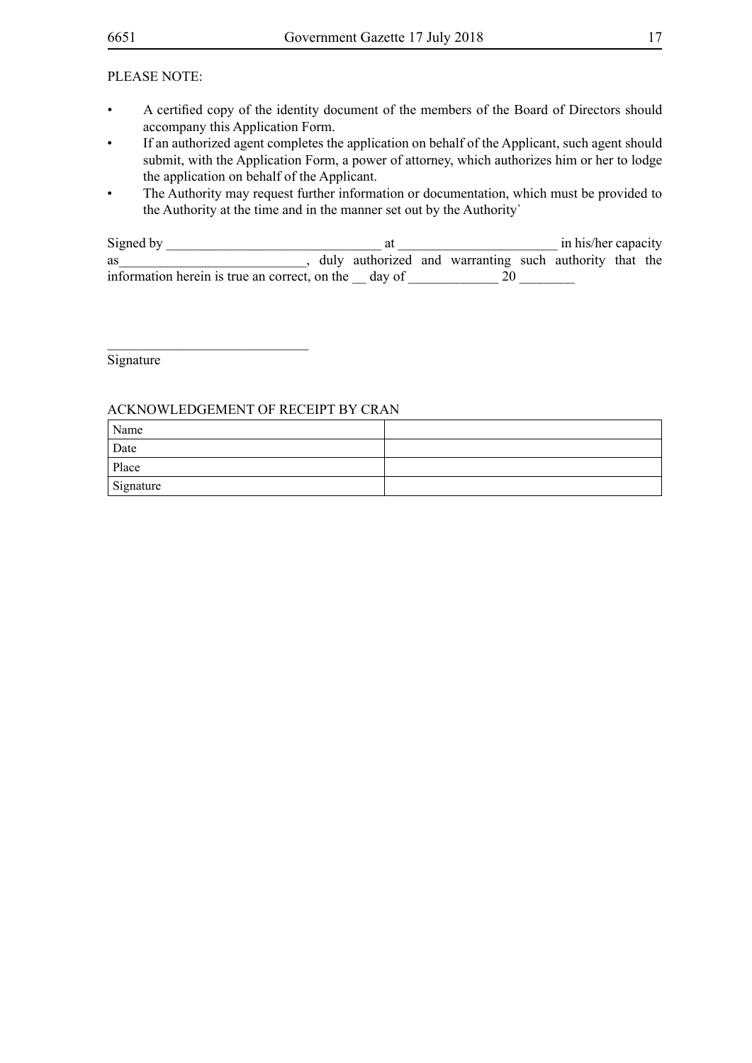PLEASE NOTE:

- A certified copy of the identity document of the members of the Board of Directors should accompany this Application Form.
- If an authorized agent completes the application on behalf of the Applicant, such agent should submit, with the Application Form, a power of attorney, which authorizes him or her to lodge the application on behalf of the Applicant.
- The Authority may request further information or documentation, which must be provided to the Authority at the time and in the manner set out by the Authority`

Signed by _______________________________ at _______________________ in his/her capacity as___________________________, duly authorized and warranting such authority that the information herein is true an correct, on the __ day of _____________ 20 ________

_____________________________
Signature

ACKNOWLEDGEMENT OF RECEIPT BY CRAN

| Name | |
|---|---|
| Date | |
| Place | |
| Signature | |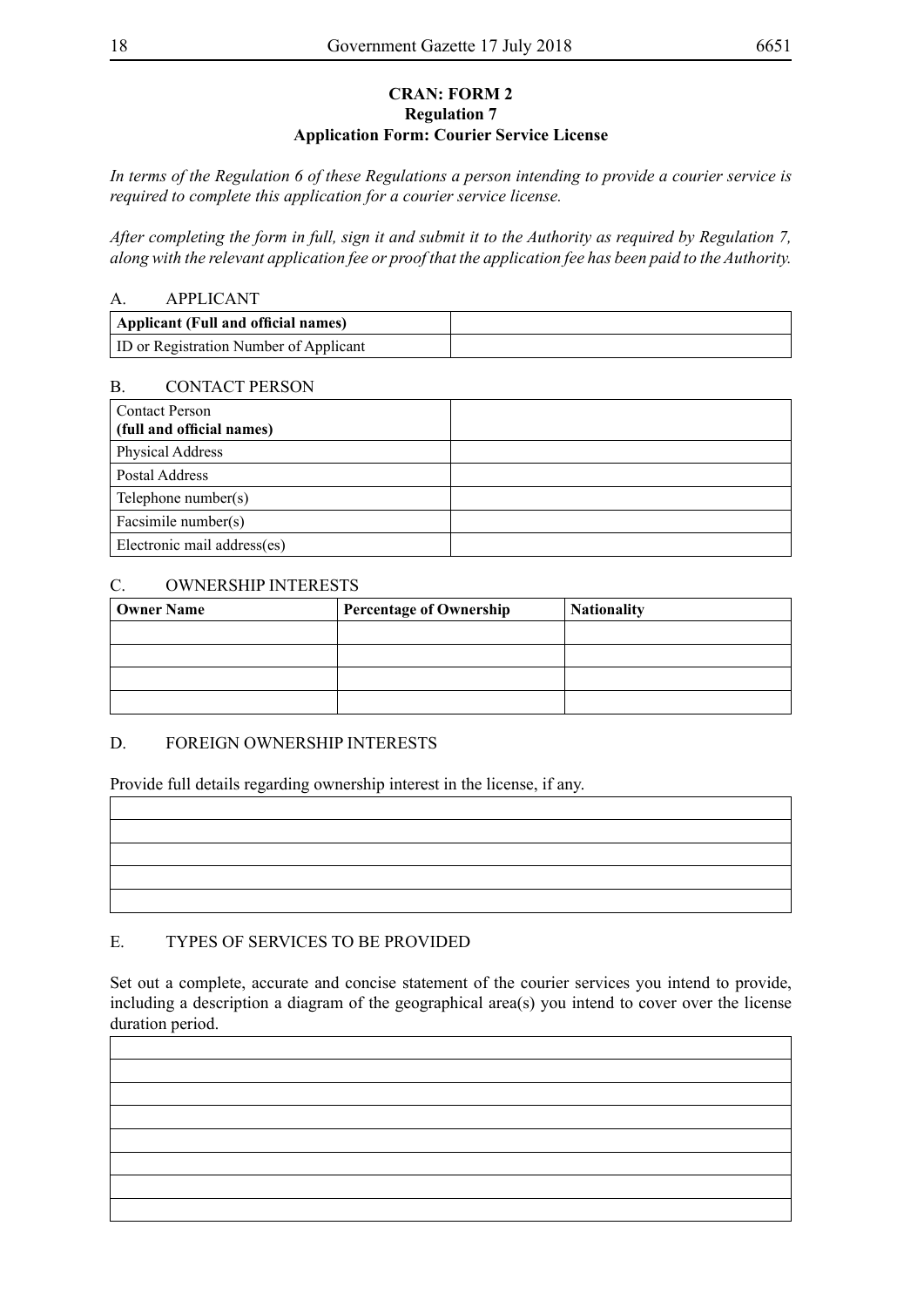**CRAN: FORM 2**
**Regulation 7**
**Application Form: Courier Service License**

*In terms of the Regulation 6 of these Regulations a person intending to provide a courier service is required to complete this application for a courier service license.*

*After completing the form in full, sign it and submit it to the Authority as required by Regulation 7, along with the relevant application fee or proof that the application fee has been paid to the Authority.*

A. APPLICANT

| **Applicant (Full and official names)** | |
|---|---|
| ID or Registration Number of Applicant | |

B. CONTACT PERSON

| Contact Person **(full and official names)** | |
|---|---|
| Physical Address | |
| Postal Address | |
| Telephone number(s) | |
| Facsimile number(s) | |
| Electronic mail address(es) | |

C. OWNERSHIP INTERESTS

| **Owner Name** | **Percentage of Ownership** | **Nationality** |
|---|---|---|
| | | |
| | | |
| | | |
| | | |

D. FOREIGN OWNERSHIP INTERESTS

Provide full details regarding ownership interest in the license, if any.

| |
|---|
| |
| |
| |
| |
| |

E. TYPES OF SERVICES TO BE PROVIDED

Set out a complete, accurate and concise statement of the courier services you intend to provide, including a description a diagram of the geographical area(s) you intend to cover over the license duration period.

| |
|---|
| |
| |
| |
| |
| |
| |
| |
| |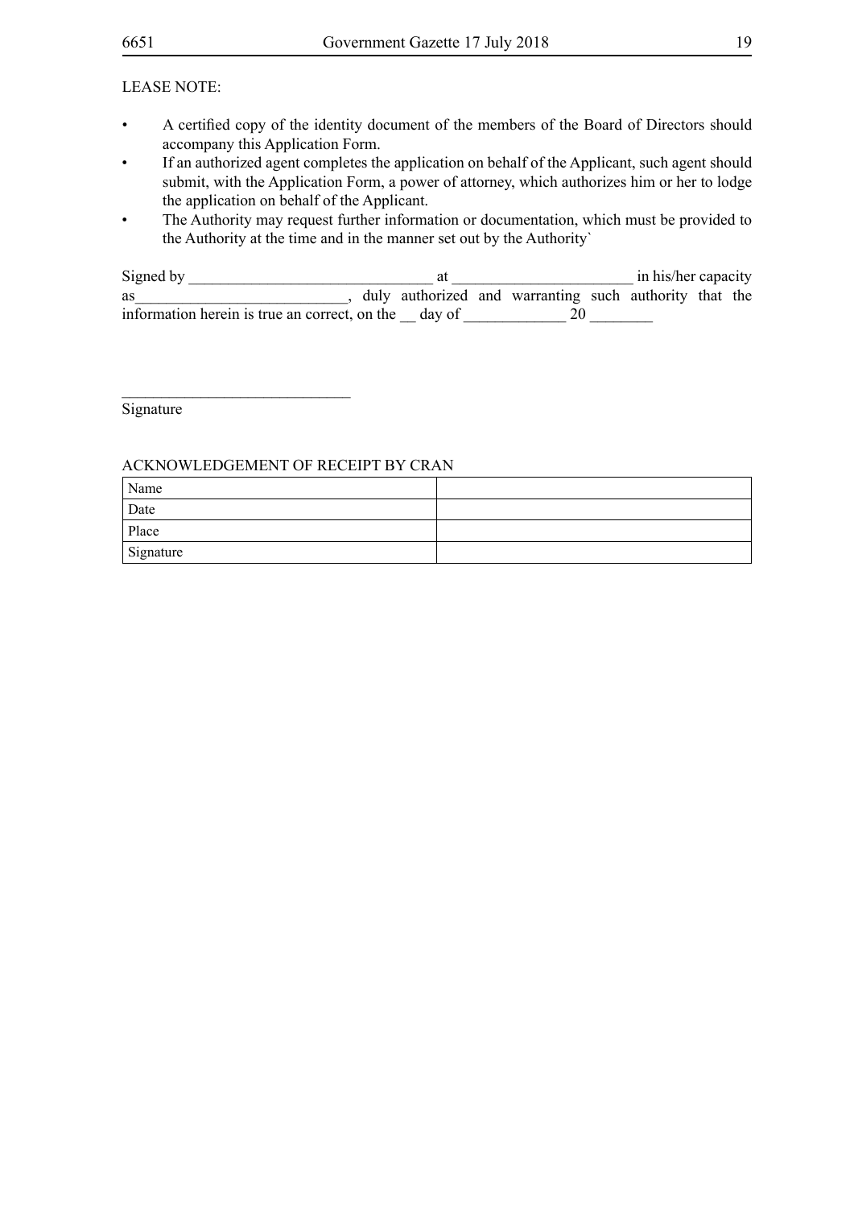LEASE NOTE:

- A certified copy of the identity document of the members of the Board of Directors should accompany this Application Form.
- If an authorized agent completes the application on behalf of the Applicant, such agent should submit, with the Application Form, a power of attorney, which authorizes him or her to lodge the application on behalf of the Applicant.
- The Authority may request further information or documentation, which must be provided to the Authority at the time and in the manner set out by the Authority`

Signed by _______________________________ at _______________________ in his/her capacity as___________________________, duly authorized and warranting such authority that the information herein is true an correct, on the __ day of _____________ 20 ________

_____________________________
Signature

ACKNOWLEDGEMENT OF RECEIPT BY CRAN

| Name | |
|---|---|
| Date | |
| Place | |
| Signature | |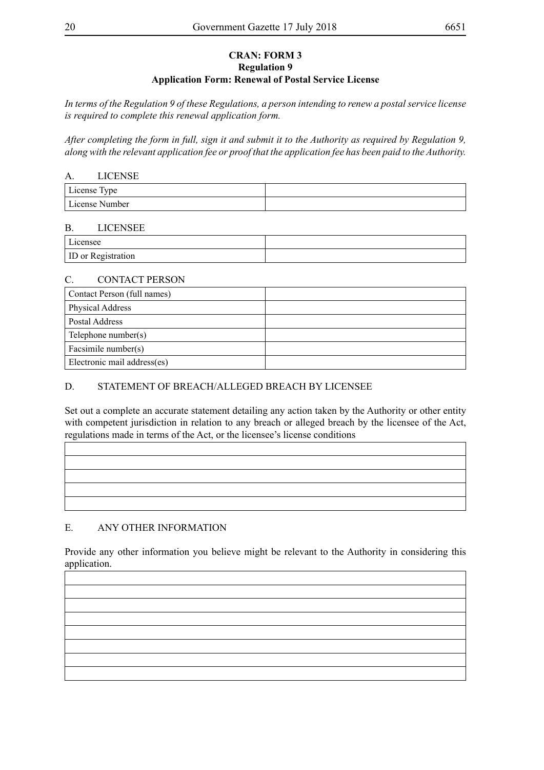**CRAN: FORM 3**
**Regulation 9**
**Application Form: Renewal of Postal Service License**

*In terms of the Regulation 9 of these Regulations, a person intending to renew a postal service license is required to complete this renewal application form.*

*After completing the form in full, sign it and submit it to the Authority as required by Regulation 9, along with the relevant application fee or proof that the application fee has been paid to the Authority.*

A. LICENSE

| | |
|---|---|
| License Type | |
| License Number | |

B. LICENSEE

| | |
|---|---|
| Licensee | |
| ID or Registration | |

C. CONTACT PERSON

| | |
|---|---|
| Contact Person (full names) | |
| Physical Address | |
| Postal Address | |
| Telephone number(s) | |
| Facsimile number(s) | |
| Electronic mail address(es) | |

D. STATEMENT OF BREACH/ALLEGED BREACH BY LICENSEE

Set out a complete an accurate statement detailing any action taken by the Authority or other entity with competent jurisdiction in relation to any breach or alleged breach by the licensee of the Act, regulations made in terms of the Act, or the licensee's license conditions

| |
|---|
| |
| |
| |
| |
| |

E. ANY OTHER INFORMATION

Provide any other information you believe might be relevant to the Authority in considering this application.

| |
|---|
| |
| |
| |
| |
| |
| |
| |
| |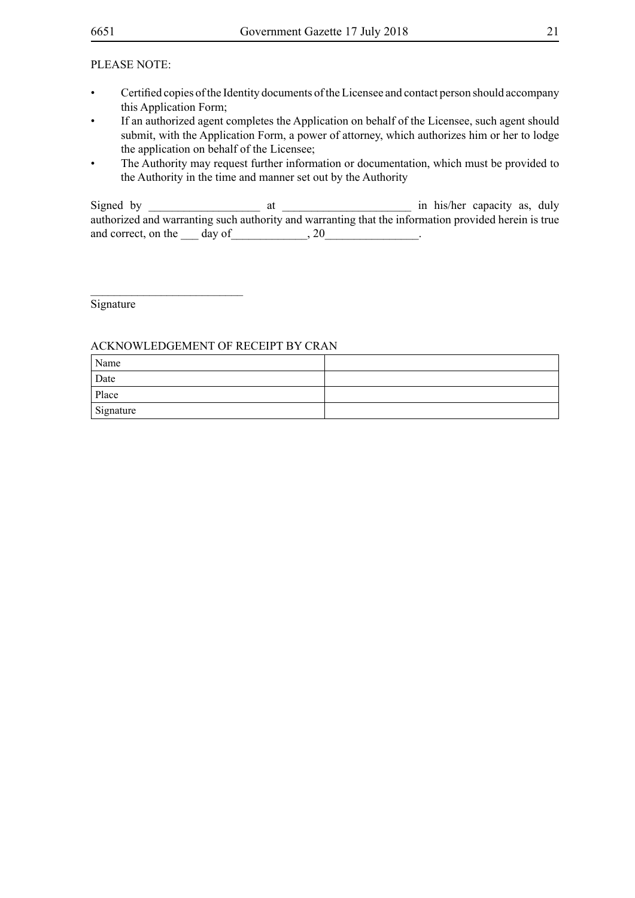PLEASE NOTE:

- Certified copies of the Identity documents of the Licensee and contact person should accompany this Application Form;
- If an authorized agent completes the Application on behalf of the Licensee, such agent should submit, with the Application Form, a power of attorney, which authorizes him or her to lodge the application on behalf of the Licensee;
- The Authority may request further information or documentation, which must be provided to the Authority in the time and manner set out by the Authority

Signed by ___________________ at ______________________ in his/her capacity as, duly authorized and warranting such authority and warranting that the information provided herein is true and correct, on the ___ day of_____________, 20________________.

__________________________

Signature

ACKNOWLEDGEMENT OF RECEIPT BY CRAN

| Name | |
|---|---|
| Date | |
| Place | |
| Signature | |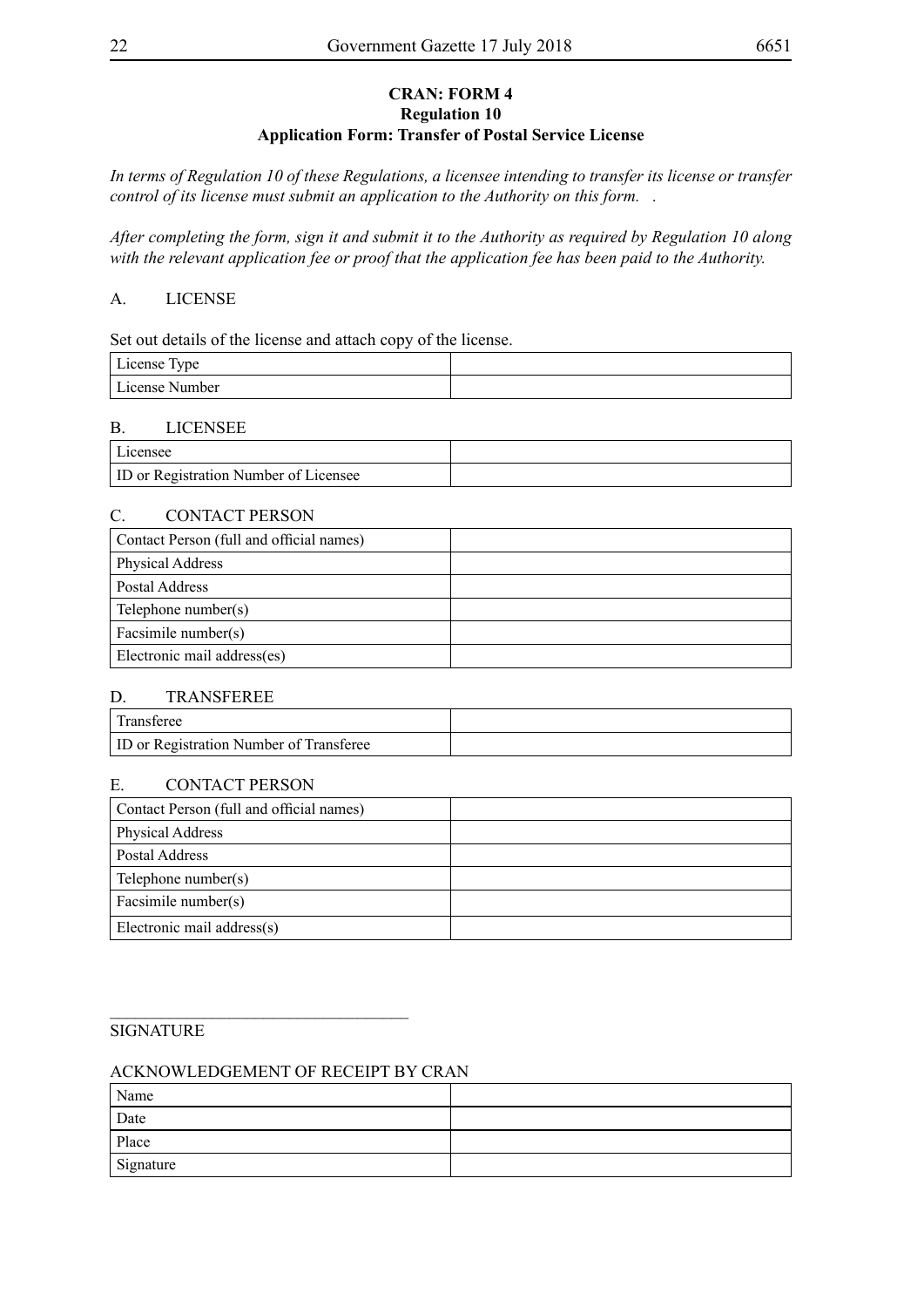**CRAN: FORM 4**
**Regulation 10**
**Application Form: Transfer of Postal Service License**

*In terms of Regulation 10 of these Regulations, a licensee intending to transfer its license or transfer control of its license must submit an application to the Authority on this form. .*

*After completing the form, sign it and submit it to the Authority as required by Regulation 10 along with the relevant application fee or proof that the application fee has been paid to the Authority.*

A. LICENSE

Set out details of the license and attach copy of the license.

| | |
|---|---|
| License Type | |
| License Number | |

B. LICENSEE

| | |
|---|---|
| Licensee | |
| ID or Registration Number of Licensee | |

C. CONTACT PERSON

| | |
|---|---|
| Contact Person (full and official names) | |
| Physical Address | |
| Postal Address | |
| Telephone number(s) | |
| Facsimile number(s) | |
| Electronic mail address(es) | |

D. TRANSFEREE

| | |
|---|---|
| Transferee | |
| ID or Registration Number of Transferee | |

E. CONTACT PERSON

| | |
|---|---|
| Contact Person (full and official names) | |
| Physical Address | |
| Postal Address | |
| Telephone number(s) | |
| Facsimile number(s) | |
| Electronic mail address(s) | |

\_\_\_\_\_\_\_\_\_\_\_\_\_\_\_\_\_\_\_\_\_\_\_\_\_\_\_\_\_\_\_\_\_\_\_

SIGNATURE

ACKNOWLEDGEMENT OF RECEIPT BY CRAN

| | |
|---|---|
| Name | |
| Date | |
| Place | |
| Signature | |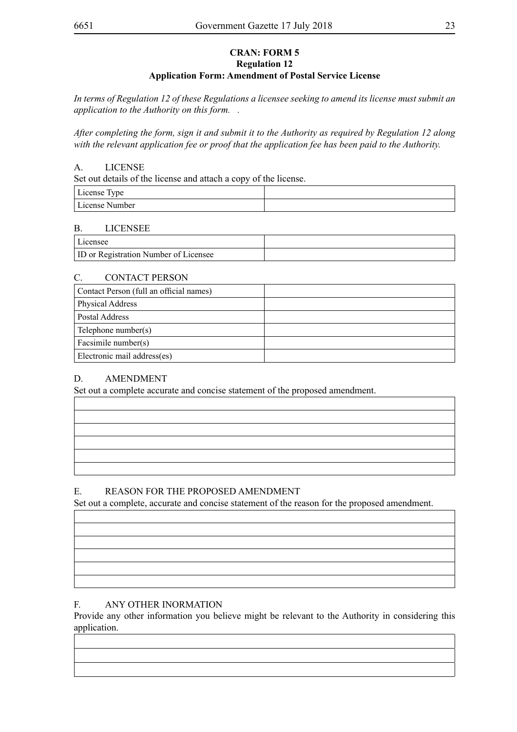**CRAN: FORM 5**
**Regulation 12**
**Application Form: Amendment of Postal Service License**

*In terms of Regulation 12 of these Regulations a licensee seeking to amend its license must submit an application to the Authority on this form.  .*

*After completing the form, sign it and submit it to the Authority as required by Regulation 12 along with the relevant application fee or proof that the application fee has been paid to the Authority.*

A. LICENSE

Set out details of the license and attach a copy of the license.

| | |
|---|---|
| License Type | |
| License Number | |

B. LICENSEE

| | |
|---|---|
| Licensee | |
| ID or Registration Number of Licensee | |

C. CONTACT PERSON

| | |
|---|---|
| Contact Person (full an official names) | |
| Physical Address | |
| Postal Address | |
| Telephone number(s) | |
| Facsimile number(s) | |
| Electronic mail address(es) | |

D. AMENDMENT

Set out a complete accurate and concise statement of the proposed amendment.

| |
|---|
| |
| |
| |
| |
| |
| |

E. REASON FOR THE PROPOSED AMENDMENT

Set out a complete, accurate and concise statement of the reason for the proposed amendment.

| |
|---|
| |
| |
| |
| |
| |
| |

F. ANY OTHER INORMATION

Provide any other information you believe might be relevant to the Authority in considering this application.

| |
|---|
| |
| |
| |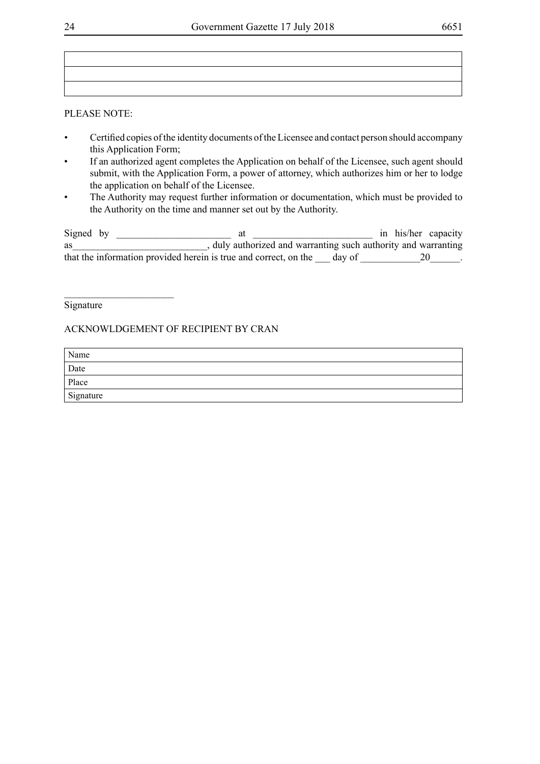| |
|---|
| |
| |

PLEASE NOTE:

- Certified copies of the identity documents of the Licensee and contact person should accompany this Application Form;
- If an authorized agent completes the Application on behalf of the Licensee, such agent should submit, with the Application Form, a power of attorney, which authorizes him or her to lodge the application on behalf of the Licensee.
- The Authority may request further information or documentation, which must be provided to the Authority on the time and manner set out by the Authority.

Signed by ______________________ at _______________________ in his/her capacity as__________________________, duly authorized and warranting such authority and warranting that the information provided herein is true and correct, on the ___ day of ___________20______.

_____________________
Signature

ACKNOWLDGEMENT OF RECIPIENT BY CRAN

| Name |
|---|
| Date |
| Place |
| Signature |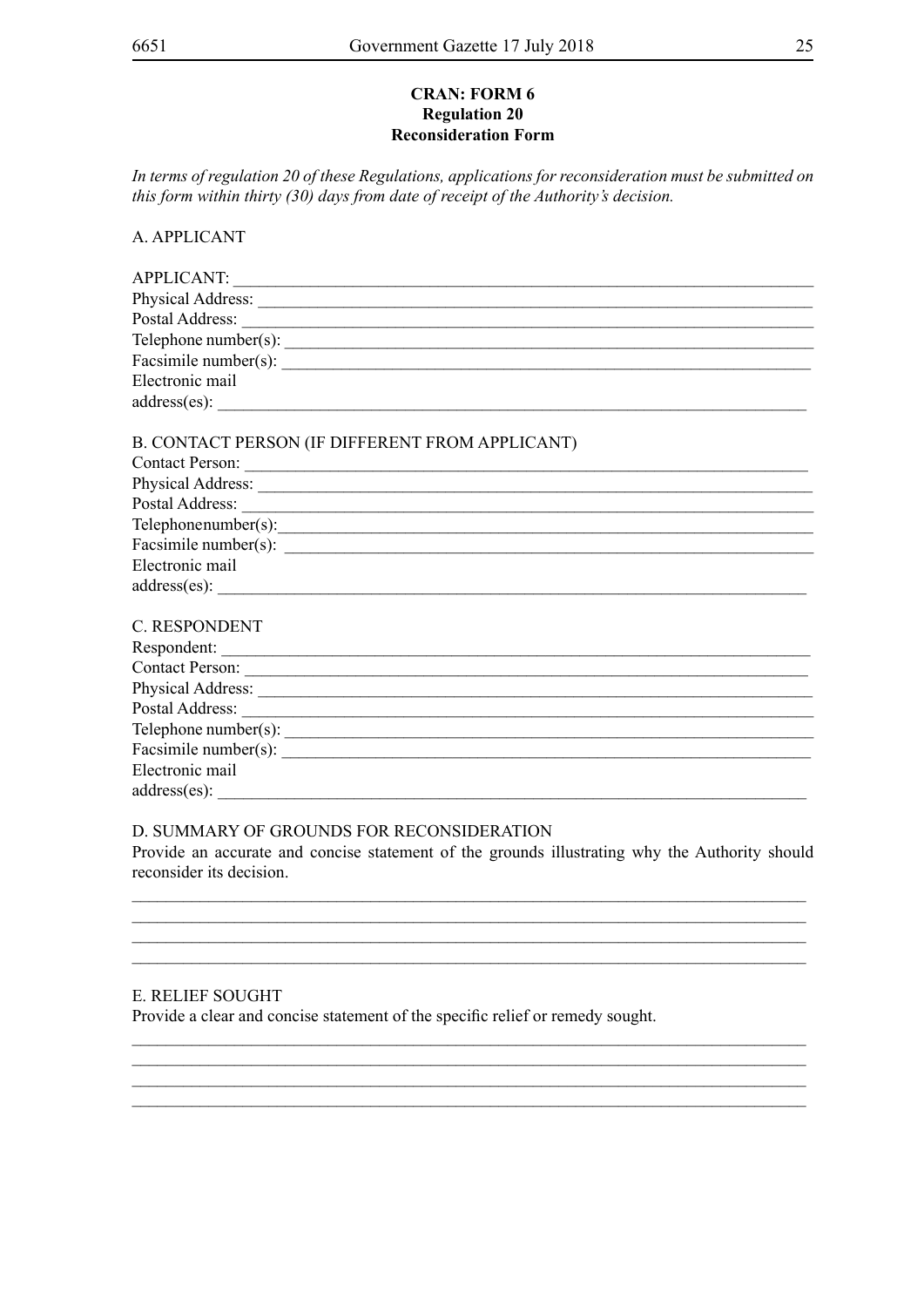**CRAN: FORM 6**
**Regulation 20**
**Reconsideration Form**

*In terms of regulation 20 of these Regulations, applications for reconsideration must be submitted on this form within thirty (30) days from date of receipt of the Authority's decision.*

A. APPLICANT

APPLICANT: ___________________________________________________________________
Physical Address: _______________________________________________________________
Postal Address: _________________________________________________________________
Telephone number(s): ____________________________________________________________
Facsimile number(s): _____________________________________________________________
Electronic mail
address(es): ____________________________________________________________________

B. CONTACT PERSON (IF DIFFERENT FROM APPLICANT)
Contact Person: _________________________________________________________________
Physical Address: _______________________________________________________________
Postal Address: _________________________________________________________________
Telephonenumber(s):______________________________________________________________
Facsimile number(s): _____________________________________________________________
Electronic mail
address(es): ____________________________________________________________________

C. RESPONDENT
Respondent: ____________________________________________________________________
Contact Person: _________________________________________________________________
Physical Address: _______________________________________________________________
Postal Address: _________________________________________________________________
Telephone number(s): ____________________________________________________________
Facsimile number(s): _____________________________________________________________
Electronic mail
address(es): ____________________________________________________________________

D. SUMMARY OF GROUNDS FOR RECONSIDERATION
Provide an accurate and concise statement of the grounds illustrating why the Authority should reconsider its decision.

_______________________________________________________________________________
_______________________________________________________________________________
_______________________________________________________________________________
_______________________________________________________________________________

E. RELIEF SOUGHT
Provide a clear and concise statement of the specific relief or remedy sought.

_______________________________________________________________________________
_______________________________________________________________________________
_______________________________________________________________________________
_______________________________________________________________________________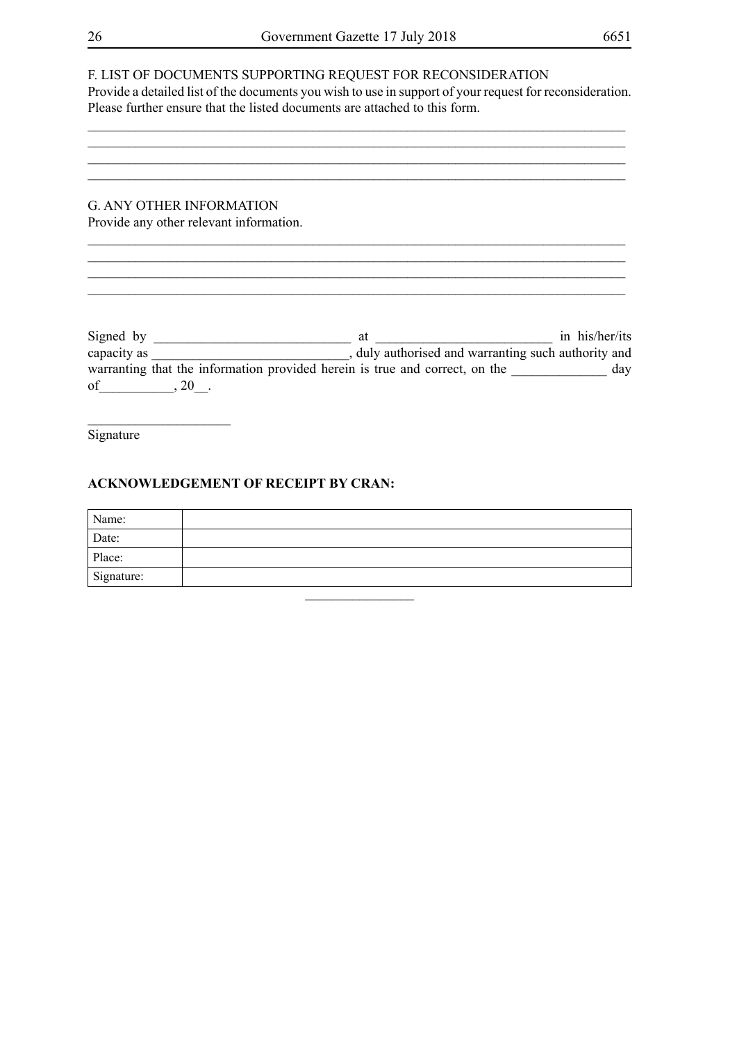F. LIST OF DOCUMENTS SUPPORTING REQUEST FOR RECONSIDERATION

Provide a detailed list of the documents you wish to use in support of your request for reconsideration. Please further ensure that the listed documents are attached to this form.

\_\_\_\_\_\_\_\_\_\_\_\_\_\_\_\_\_\_\_\_\_\_\_\_\_\_\_\_\_\_\_\_\_\_\_\_\_\_\_\_\_\_\_\_\_\_\_\_\_\_\_\_\_\_\_\_\_\_\_\_\_\_\_\_\_\_\_\_\_\_\_\_\_\_\_\_\_\_
\_\_\_\_\_\_\_\_\_\_\_\_\_\_\_\_\_\_\_\_\_\_\_\_\_\_\_\_\_\_\_\_\_\_\_\_\_\_\_\_\_\_\_\_\_\_\_\_\_\_\_\_\_\_\_\_\_\_\_\_\_\_\_\_\_\_\_\_\_\_\_\_\_\_\_\_\_\_
\_\_\_\_\_\_\_\_\_\_\_\_\_\_\_\_\_\_\_\_\_\_\_\_\_\_\_\_\_\_\_\_\_\_\_\_\_\_\_\_\_\_\_\_\_\_\_\_\_\_\_\_\_\_\_\_\_\_\_\_\_\_\_\_\_\_\_\_\_\_\_\_\_\_\_\_\_\_
\_\_\_\_\_\_\_\_\_\_\_\_\_\_\_\_\_\_\_\_\_\_\_\_\_\_\_\_\_\_\_\_\_\_\_\_\_\_\_\_\_\_\_\_\_\_\_\_\_\_\_\_\_\_\_\_\_\_\_\_\_\_\_\_\_\_\_\_\_\_\_\_\_\_\_\_\_\_

G. ANY OTHER INFORMATION

Provide any other relevant information.

\_\_\_\_\_\_\_\_\_\_\_\_\_\_\_\_\_\_\_\_\_\_\_\_\_\_\_\_\_\_\_\_\_\_\_\_\_\_\_\_\_\_\_\_\_\_\_\_\_\_\_\_\_\_\_\_\_\_\_\_\_\_\_\_\_\_\_\_\_\_\_\_\_\_\_\_\_\_
\_\_\_\_\_\_\_\_\_\_\_\_\_\_\_\_\_\_\_\_\_\_\_\_\_\_\_\_\_\_\_\_\_\_\_\_\_\_\_\_\_\_\_\_\_\_\_\_\_\_\_\_\_\_\_\_\_\_\_\_\_\_\_\_\_\_\_\_\_\_\_\_\_\_\_\_\_\_
\_\_\_\_\_\_\_\_\_\_\_\_\_\_\_\_\_\_\_\_\_\_\_\_\_\_\_\_\_\_\_\_\_\_\_\_\_\_\_\_\_\_\_\_\_\_\_\_\_\_\_\_\_\_\_\_\_\_\_\_\_\_\_\_\_\_\_\_\_\_\_\_\_\_\_\_\_\_
\_\_\_\_\_\_\_\_\_\_\_\_\_\_\_\_\_\_\_\_\_\_\_\_\_\_\_\_\_\_\_\_\_\_\_\_\_\_\_\_\_\_\_\_\_\_\_\_\_\_\_\_\_\_\_\_\_\_\_\_\_\_\_\_\_\_\_\_\_\_\_\_\_\_\_\_\_\_

Signed by \_\_\_\_\_\_\_\_\_\_\_\_\_\_\_\_\_\_\_\_\_\_\_\_\_\_\_\_\_ at \_\_\_\_\_\_\_\_\_\_\_\_\_\_\_\_\_\_\_\_\_\_\_\_\_\_ in his/her/its capacity as \_\_\_\_\_\_\_\_\_\_\_\_\_\_\_\_\_\_\_\_\_\_\_\_\_\_\_\_\_, duly authorised and warranting such authority and warranting that the information provided herein is true and correct, on the \_\_\_\_\_\_\_\_\_\_\_\_\_\_ day of\_\_\_\_\_\_\_\_\_\_\_, 20\_\_.

\_\_\_\_\_\_\_\_\_\_\_\_\_\_\_\_\_\_\_\_\_
Signature

**ACKNOWLEDGEMENT OF RECEIPT BY CRAN:**

| | |
|---|---|
| Name: | |
| Date: | |
| Place: | |
| Signature: | |